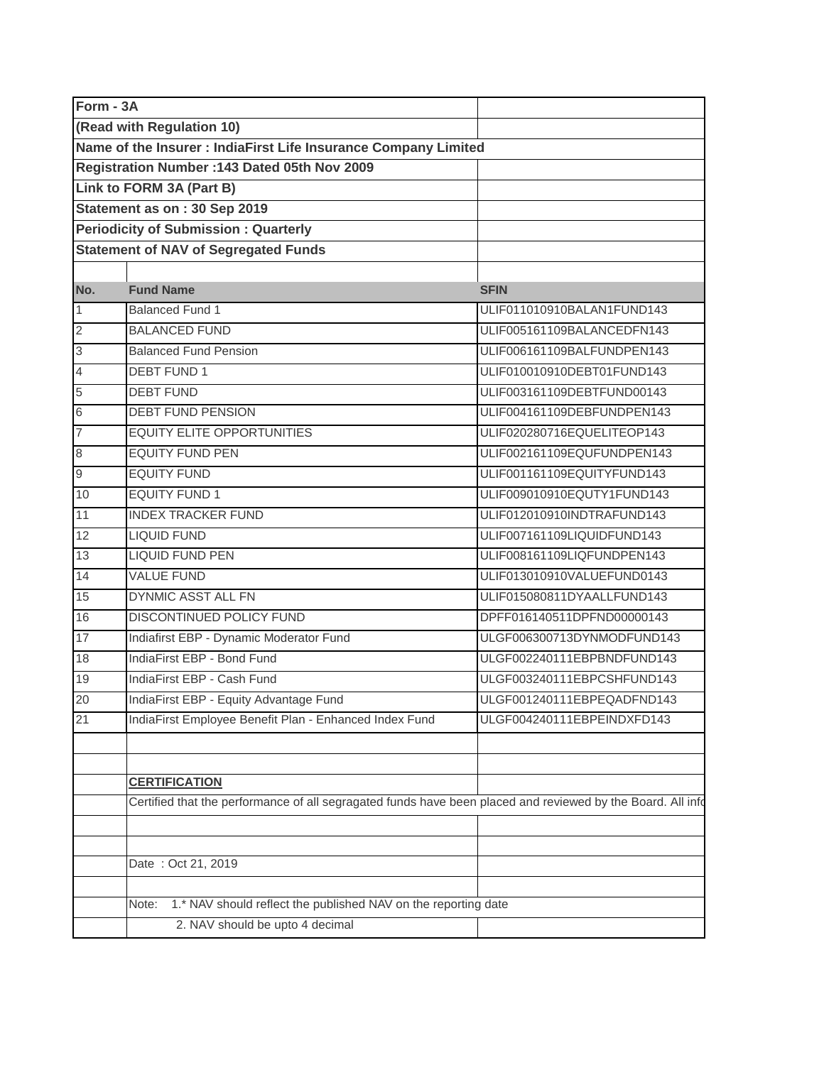**Form - 3A**

**(Read with Regulation 10)**

**Name of the Insurer : IndiaFirst Life Insurance Company Limited**

**Registration Number :143 Dated 05th Nov 2009**

**Link to FORM 3A (Part B)**

**Statement as on : 30 Sep 2019**

**Periodicity of Submission : Quarterly**

**Statement of NAV of Segregated Funds**

| No. | Fund Name | SFIN |
|---|---|---|
| 1 | Balanced Fund 1 | ULIF011010910BALAN1FUND143 |
| 2 | BALANCED FUND | ULIF005161109BALANCEDFN143 |
| 3 | Balanced Fund Pension | ULIF006161109BALFUNDPEN143 |
| 4 | DEBT FUND 1 | ULIF010010910DEBT01FUND143 |
| 5 | DEBT FUND | ULIF003161109DEBTFUND00143 |
| 6 | DEBT FUND PENSION | ULIF004161109DEBFUNDPEN143 |
| 7 | EQUITY ELITE OPPORTUNITIES | ULIF020280716EQUELITEOP143 |
| 8 | EQUITY FUND PEN | ULIF002161109EQUFUNDPEN143 |
| 9 | EQUITY FUND | ULIF001161109EQUITYFUND143 |
| 10 | EQUITY FUND 1 | ULIF009010910EQUTY1FUND143 |
| 11 | INDEX TRACKER FUND | ULIF012010910INDTRAFUND143 |
| 12 | LIQUID FUND | ULIF007161109LIQUIDFUND143 |
| 13 | LIQUID FUND PEN | ULIF008161109LIQFUNDPEN143 |
| 14 | VALUE FUND | ULIF013010910VALUEFUND0143 |
| 15 | DYNMIC ASST ALL FN | ULIF015080811DYAALLFUND143 |
| 16 | DISCONTINUED POLICY FUND | DPFF016140511DPFND00000143 |
| 17 | Indiafirst EBP - Dynamic Moderator Fund | ULGF006300713DYNMODFUND143 |
| 18 | IndiaFirst EBP - Bond Fund | ULGF002240111EBPBNDFUND143 |
| 19 | IndiaFirst EBP - Cash Fund | ULGF003240111EBPCSHFUND143 |
| 20 | IndiaFirst EBP - Equity Advantage Fund | ULGF001240111EBPEQADFND143 |
| 21 | IndiaFirst Employee Benefit Plan - Enhanced Index Fund | ULGF004240111EBPEINDXFD143 |

**CERTIFICATION**

Certified that the performance of all segragated funds have been placed and reviewed by the Board. All info

Date : Oct 21, 2019

Note: 1.* NAV should reflect the published NAV on the reporting date

2. NAV should be upto 4 decimal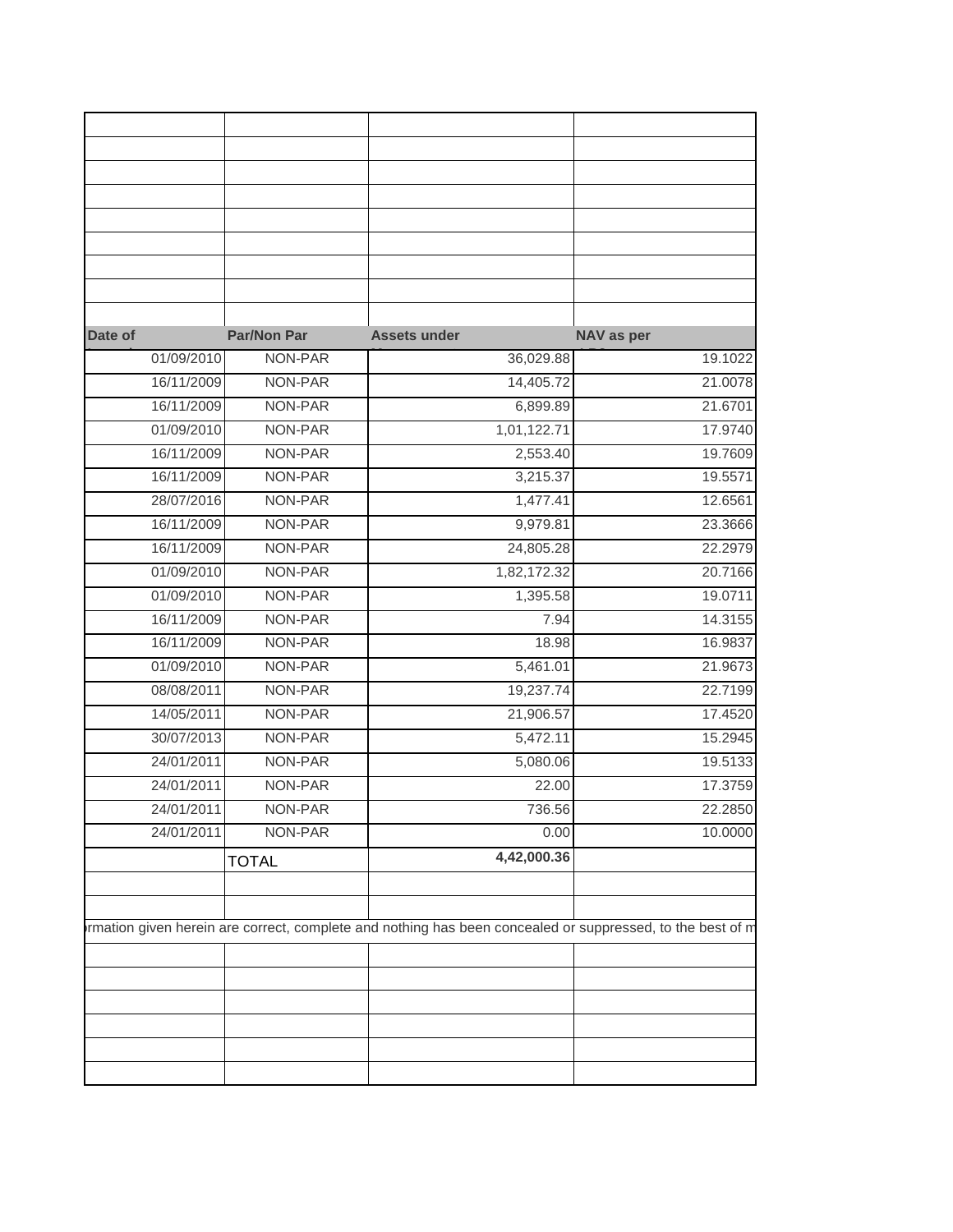| Date of | Par/Non Par | Assets under | NAV as per |
|---|---|---|---|
| 01/09/2010 | NON-PAR | 36,029.88 | 19.1022 |
| 16/11/2009 | NON-PAR | 14,405.72 | 21.0078 |
| 16/11/2009 | NON-PAR | 6,899.89 | 21.6701 |
| 01/09/2010 | NON-PAR | 1,01,122.71 | 17.9740 |
| 16/11/2009 | NON-PAR | 2,553.40 | 19.7609 |
| 16/11/2009 | NON-PAR | 3,215.37 | 19.5571 |
| 28/07/2016 | NON-PAR | 1,477.41 | 12.6561 |
| 16/11/2009 | NON-PAR | 9,979.81 | 23.3666 |
| 16/11/2009 | NON-PAR | 24,805.28 | 22.2979 |
| 01/09/2010 | NON-PAR | 1,82,172.32 | 20.7166 |
| 01/09/2010 | NON-PAR | 1,395.58 | 19.0711 |
| 16/11/2009 | NON-PAR | 7.94 | 14.3155 |
| 16/11/2009 | NON-PAR | 18.98 | 16.9837 |
| 01/09/2010 | NON-PAR | 5,461.01 | 21.9673 |
| 08/08/2011 | NON-PAR | 19,237.74 | 22.7199 |
| 14/05/2011 | NON-PAR | 21,906.57 | 17.4520 |
| 30/07/2013 | NON-PAR | 5,472.11 | 15.2945 |
| 24/01/2011 | NON-PAR | 5,080.06 | 19.5133 |
| 24/01/2011 | NON-PAR | 22.00 | 17.3759 |
| 24/01/2011 | NON-PAR | 736.56 | 22.2850 |
| 24/01/2011 | NON-PAR | 0.00 | 10.0000 |
| | TOTAL | **4,42,000.36** | |

rmation given herein are correct, complete and nothing has been concealed or suppressed, to the best of m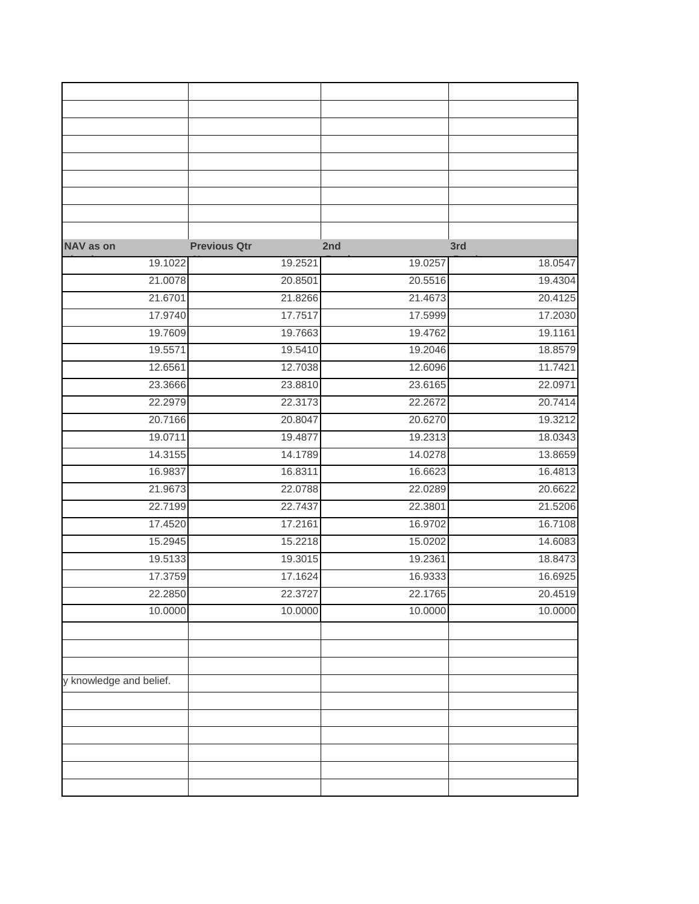| NAV as on | Previous Qtr | 2nd | 3rd |
|---|---|---|---|
| 19.1022 | 19.2521 | 19.0257 | 18.0547 |
| 21.0078 | 20.8501 | 20.5516 | 19.4304 |
| 21.6701 | 21.8266 | 21.4673 | 20.4125 |
| 17.9740 | 17.7517 | 17.5999 | 17.2030 |
| 19.7609 | 19.7663 | 19.4762 | 19.1161 |
| 19.5571 | 19.5410 | 19.2046 | 18.8579 |
| 12.6561 | 12.7038 | 12.6096 | 11.7421 |
| 23.3666 | 23.8810 | 23.6165 | 22.0971 |
| 22.2979 | 22.3173 | 22.2672 | 20.7414 |
| 20.7166 | 20.8047 | 20.6270 | 19.3212 |
| 19.0711 | 19.4877 | 19.2313 | 18.0343 |
| 14.3155 | 14.1789 | 14.0278 | 13.8659 |
| 16.9837 | 16.8311 | 16.6623 | 16.4813 |
| 21.9673 | 22.0788 | 22.0289 | 20.6622 |
| 22.7199 | 22.7437 | 22.3801 | 21.5206 |
| 17.4520 | 17.2161 | 16.9702 | 16.7108 |
| 15.2945 | 15.2218 | 15.0202 | 14.6083 |
| 19.5133 | 19.3015 | 19.2361 | 18.8473 |
| 17.3759 | 17.1624 | 16.9333 | 16.6925 |
| 22.2850 | 22.3727 | 22.1765 | 20.4519 |
| 10.0000 | 10.0000 | 10.0000 | 10.0000 |

y knowledge and belief.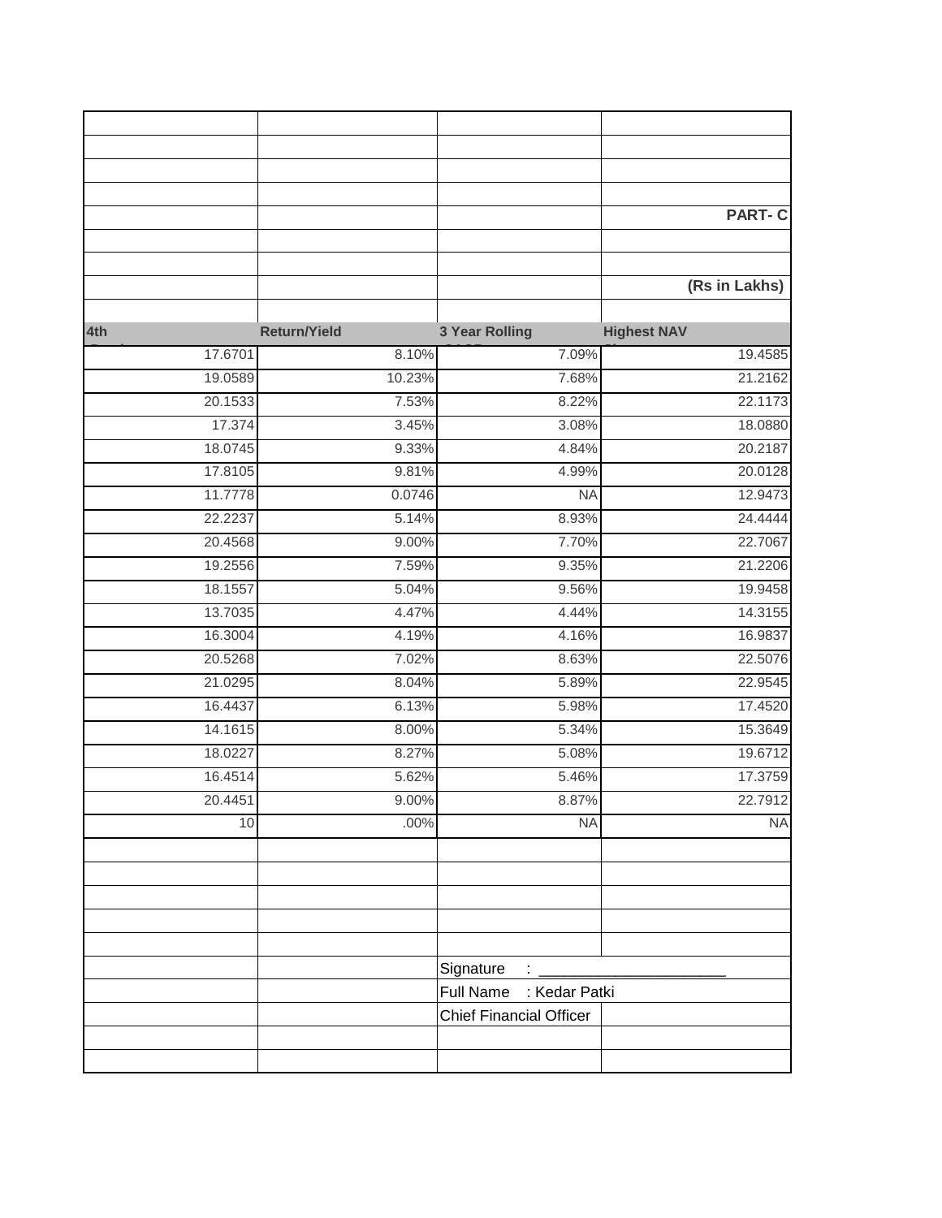**PART- C**

**(Rs in Lakhs)**

| 4th | Return/Yield | 3 Year Rolling | Highest NAV |
|---|---|---|---|
| 17.6701 | 8.10% | 7.09% | 19.4585 |
| 19.0589 | 10.23% | 7.68% | 21.2162 |
| 20.1533 | 7.53% | 8.22% | 22.1173 |
| 17.374 | 3.45% | 3.08% | 18.0880 |
| 18.0745 | 9.33% | 4.84% | 20.2187 |
| 17.8105 | 9.81% | 4.99% | 20.0128 |
| 11.7778 | 0.0746 | NA | 12.9473 |
| 22.2237 | 5.14% | 8.93% | 24.4444 |
| 20.4568 | 9.00% | 7.70% | 22.7067 |
| 19.2556 | 7.59% | 9.35% | 21.2206 |
| 18.1557 | 5.04% | 9.56% | 19.9458 |
| 13.7035 | 4.47% | 4.44% | 14.3155 |
| 16.3004 | 4.19% | 4.16% | 16.9837 |
| 20.5268 | 7.02% | 8.63% | 22.5076 |
| 21.0295 | 8.04% | 5.89% | 22.9545 |
| 16.4437 | 6.13% | 5.98% | 17.4520 |
| 14.1615 | 8.00% | 5.34% | 15.3649 |
| 18.0227 | 8.27% | 5.08% | 19.6712 |
| 16.4514 | 5.62% | 5.46% | 17.3759 |
| 20.4451 | 9.00% | 8.87% | 22.7912 |
| 10 | .00% | NA | NA |

Signature : ____________________

Full Name : Kedar Patki

Chief Financial Officer